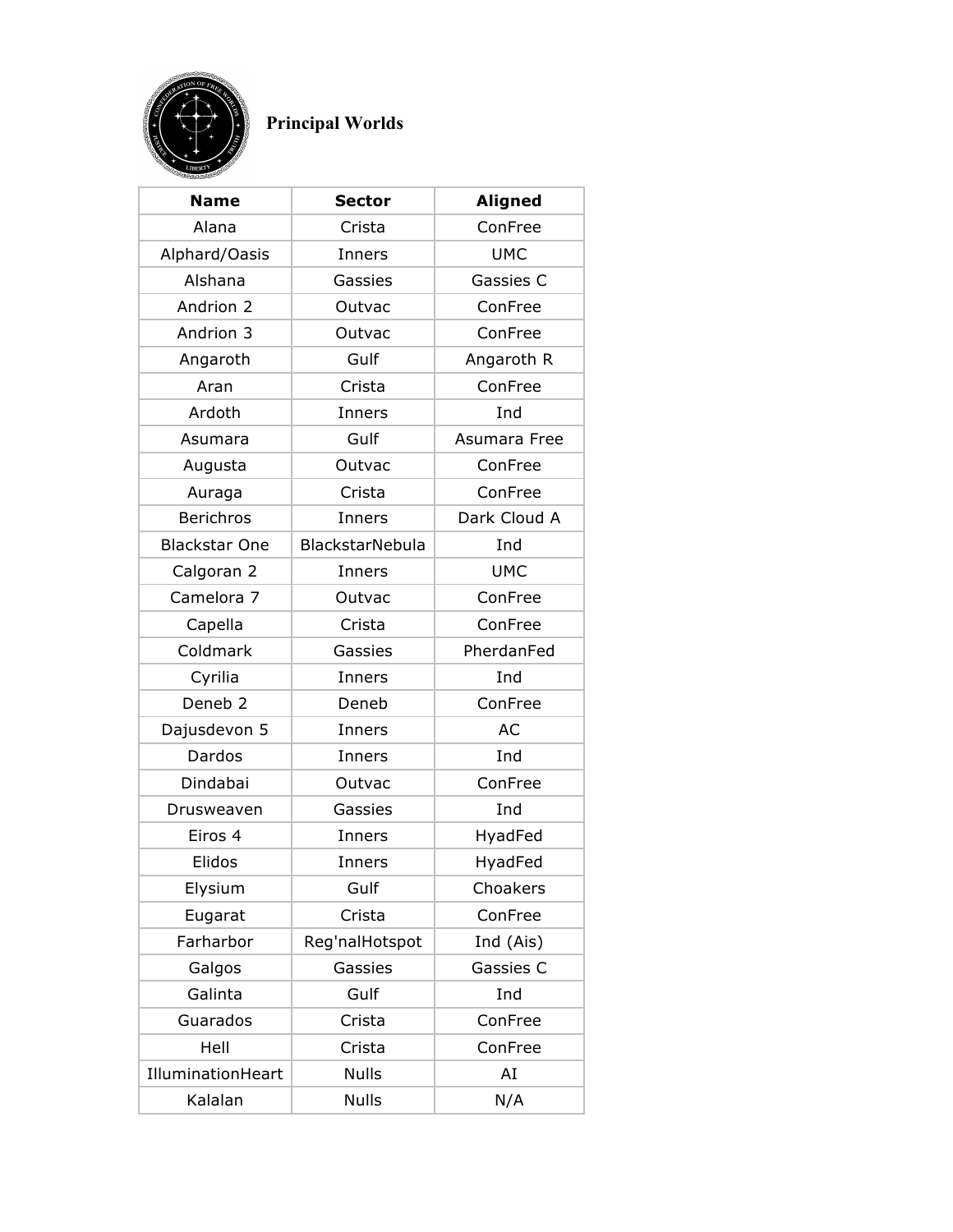# Principal Worlds

| Name | Sector | Aligned |
|---|---|---|
| Alana | Crista | ConFree |
| Alphard/Oasis | Inners | UMC |
| Alshana | Gassies | Gassies C |
| Andrion 2 | Outvac | ConFree |
| Andrion 3 | Outvac | ConFree |
| Angaroth | Gulf | Angaroth R |
| Aran | Crista | ConFree |
| Ardoth | Inners | Ind |
| Asumara | Gulf | Asumara Free |
| Augusta | Outvac | ConFree |
| Auraga | Crista | ConFree |
| Berichros | Inners | Dark Cloud A |
| Blackstar One | BlackstarNebula | Ind |
| Calgoran 2 | Inners | UMC |
| Camelora 7 | Outvac | ConFree |
| Capella | Crista | ConFree |
| Coldmark | Gassies | PherdanFed |
| Cyrilia | Inners | Ind |
| Deneb 2 | Deneb | ConFree |
| Dajusdevon 5 | Inners | AC |
| Dardos | Inners | Ind |
| Dindabai | Outvac | ConFree |
| Drusweaven | Gassies | Ind |
| Eiros 4 | Inners | HyadFed |
| Elidos | Inners | HyadFed |
| Elysium | Gulf | Choakers |
| Eugarat | Crista | ConFree |
| Farharbor | Reg'nalHotspot | Ind (Ais) |
| Galgos | Gassies | Gassies C |
| Galinta | Gulf | Ind |
| Guarados | Crista | ConFree |
| Hell | Crista | ConFree |
| IlluminationHeart | Nulls | AI |
| Kalalan | Nulls | N/A |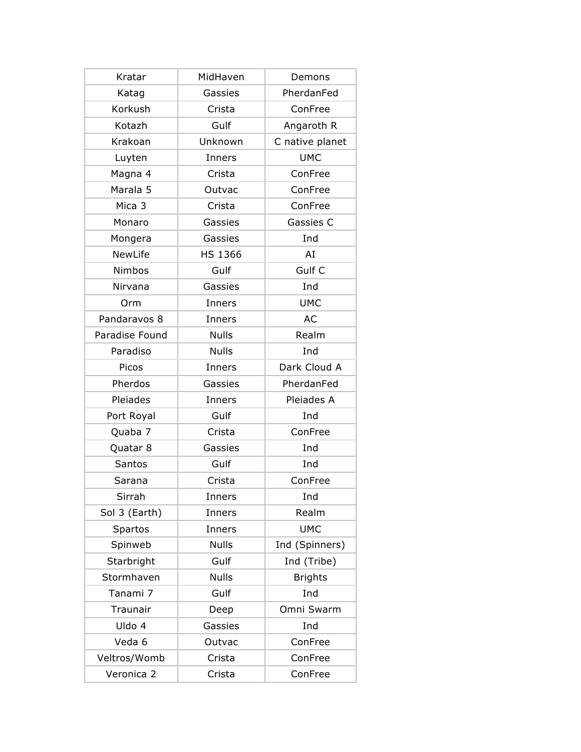| Kratar | MidHaven | Demons |
|---|---|---|
| Katag | Gassies | PherdanFed |
| Korkush | Crista | ConFree |
| Kotazh | Gulf | Angaroth R |
| Krakoan | Unknown | C native planet |
| Luyten | Inners | UMC |
| Magna 4 | Crista | ConFree |
| Marala 5 | Outvac | ConFree |
| Mica 3 | Crista | ConFree |
| Monaro | Gassies | Gassies C |
| Mongera | Gassies | Ind |
| NewLife | HS 1366 | AI |
| Nimbos | Gulf | Gulf C |
| Nirvana | Gassies | Ind |
| Orm | Inners | UMC |
| Pandaravos 8 | Inners | AC |
| Paradise Found | Nulls | Realm |
| Paradiso | Nulls | Ind |
| Picos | Inners | Dark Cloud A |
| Pherdos | Gassies | PherdanFed |
| Pleiades | Inners | Pleiades A |
| Port Royal | Gulf | Ind |
| Quaba 7 | Crista | ConFree |
| Quatar 8 | Gassies | Ind |
| Santos | Gulf | Ind |
| Sarana | Crista | ConFree |
| Sirrah | Inners | Ind |
| Sol 3 (Earth) | Inners | Realm |
| Spartos | Inners | UMC |
| Spinweb | Nulls | Ind (Spinners) |
| Starbright | Gulf | Ind (Tribe) |
| Stormhaven | Nulls | Brights |
| Tanami 7 | Gulf | Ind |
| Traunair | Deep | Omni Swarm |
| Uldo 4 | Gassies | Ind |
| Veda 6 | Outvac | ConFree |
| Veltros/Womb | Crista | ConFree |
| Veronica 2 | Crista | ConFree |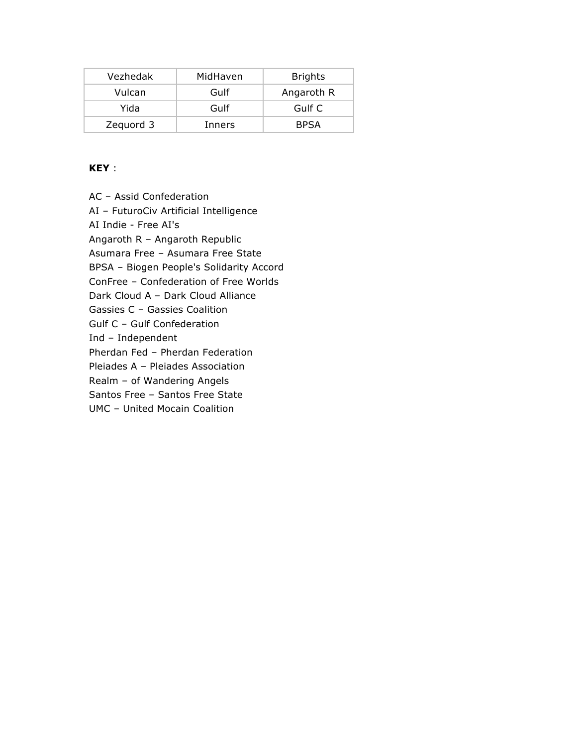| | | |
|---|---|---|
| Vezhedak | MidHaven | Brights |
| Vulcan | Gulf | Angaroth R |
| Yida | Gulf | Gulf C |
| Zequord 3 | Inners | BPSA |

**KEY** :

AC – Assid Confederation
AI – FuturoCiv Artificial Intelligence
AI Indie - Free AI's
Angaroth R – Angaroth Republic
Asumara Free – Asumara Free State
BPSA – Biogen People's Solidarity Accord
ConFree – Confederation of Free Worlds
Dark Cloud A – Dark Cloud Alliance
Gassies C – Gassies Coalition
Gulf C – Gulf Confederation
Ind – Independent
Pherdan Fed – Pherdan Federation
Pleiades A – Pleiades Association
Realm – of Wandering Angels
Santos Free – Santos Free State
UMC – United Mocain Coalition